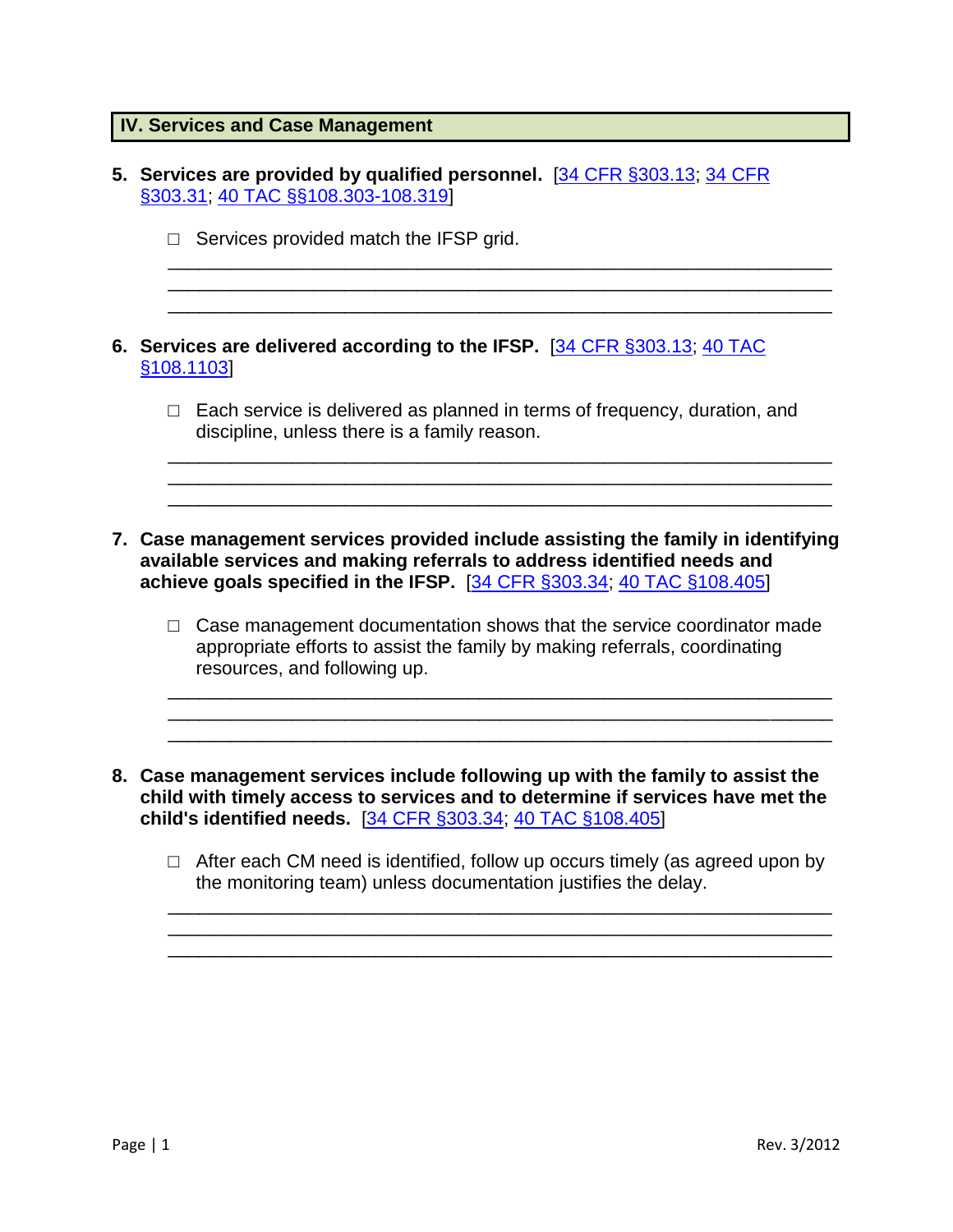## IV. Services and Case Management

5. **Services are provided by qualified personnel.** [34 CFR §303.13; 34 CFR §303.31; 40 TAC §§108.303-108.319]

   - ☐ Services provided match the IFSP grid.

   ______________________________________________________________________
   ______________________________________________________________________
   ______________________________________________________________________

6. **Services are delivered according to the IFSP.** [34 CFR §303.13; 40 TAC §108.1103]

   - ☐ Each service is delivered as planned in terms of frequency, duration, and discipline, unless there is a family reason.

   ______________________________________________________________________
   ______________________________________________________________________
   ______________________________________________________________________

7. **Case management services provided include assisting the family in identifying available services and making referrals to address identified needs and achieve goals specified in the IFSP.** [34 CFR §303.34; 40 TAC §108.405]

   - ☐ Case management documentation shows that the service coordinator made appropriate efforts to assist the family by making referrals, coordinating resources, and following up.

   ______________________________________________________________________
   ______________________________________________________________________
   ______________________________________________________________________

8. **Case management services include following up with the family to assist the child with timely access to services and to determine if services have met the child's identified needs.** [34 CFR §303.34; 40 TAC §108.405]

   - ☐ After each CM need is identified, follow up occurs timely (as agreed upon by the monitoring team) unless documentation justifies the delay.

   ______________________________________________________________________
   ______________________________________________________________________
   ______________________________________________________________________

Rev. 3/2012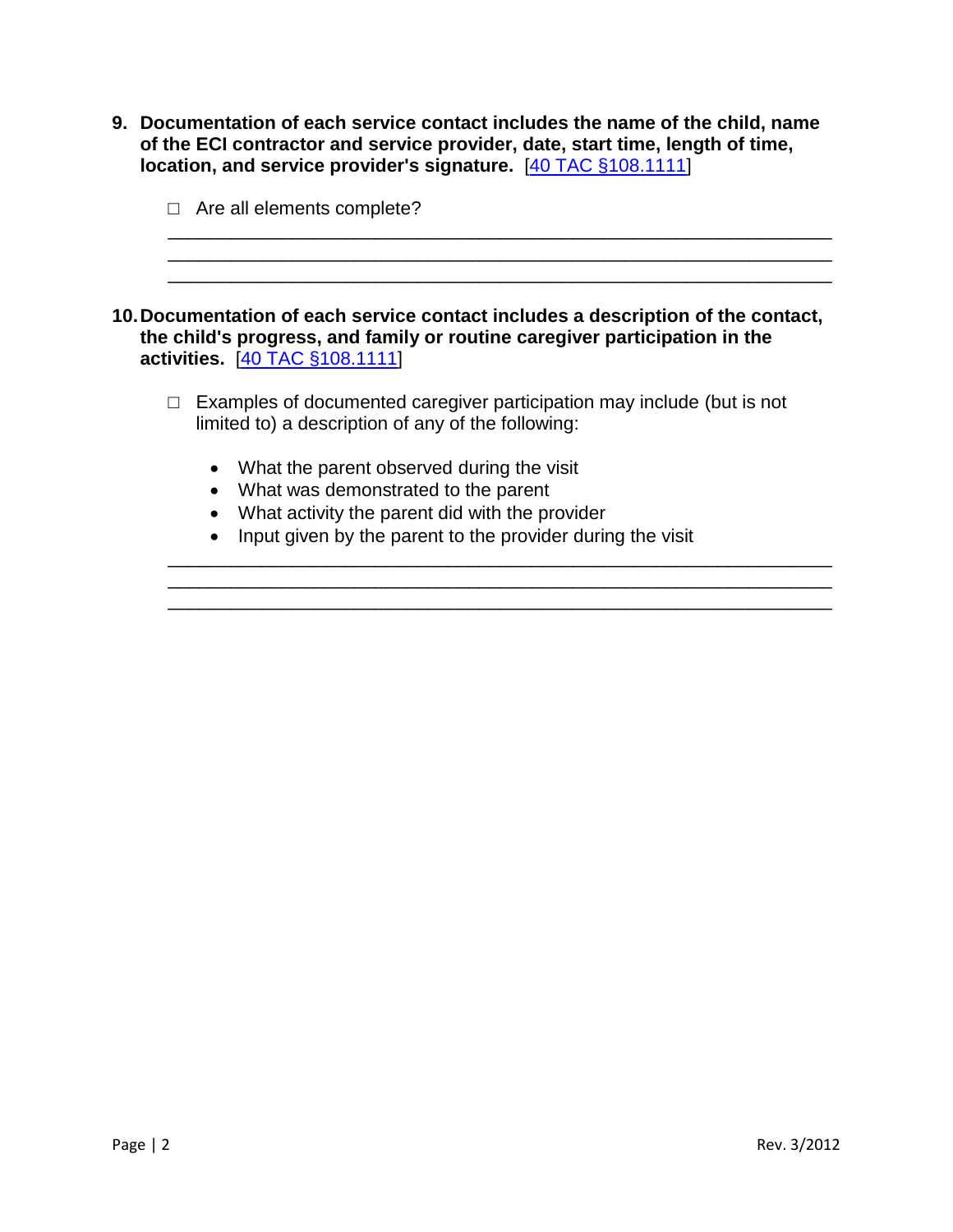9. **Documentation of each service contact includes the name of the child, name of the ECI contractor and service provider, date, start time, length of time, location, and service provider's signature.** [40 TAC §108.1111]

   ☐ Are all elements complete?

   ________________________________________________________________
   ________________________________________________________________
   ________________________________________________________________

10. **Documentation of each service contact includes a description of the contact, the child's progress, and family or routine caregiver participation in the activities.** [40 TAC §108.1111]

    ☐ Examples of documented caregiver participation may include (but is not limited to) a description of any of the following:

    - What the parent observed during the visit
    - What was demonstrated to the parent
    - What activity the parent did with the provider
    - Input given by the parent to the provider during the visit

    ________________________________________________________________
    ________________________________________________________________
    ________________________________________________________________